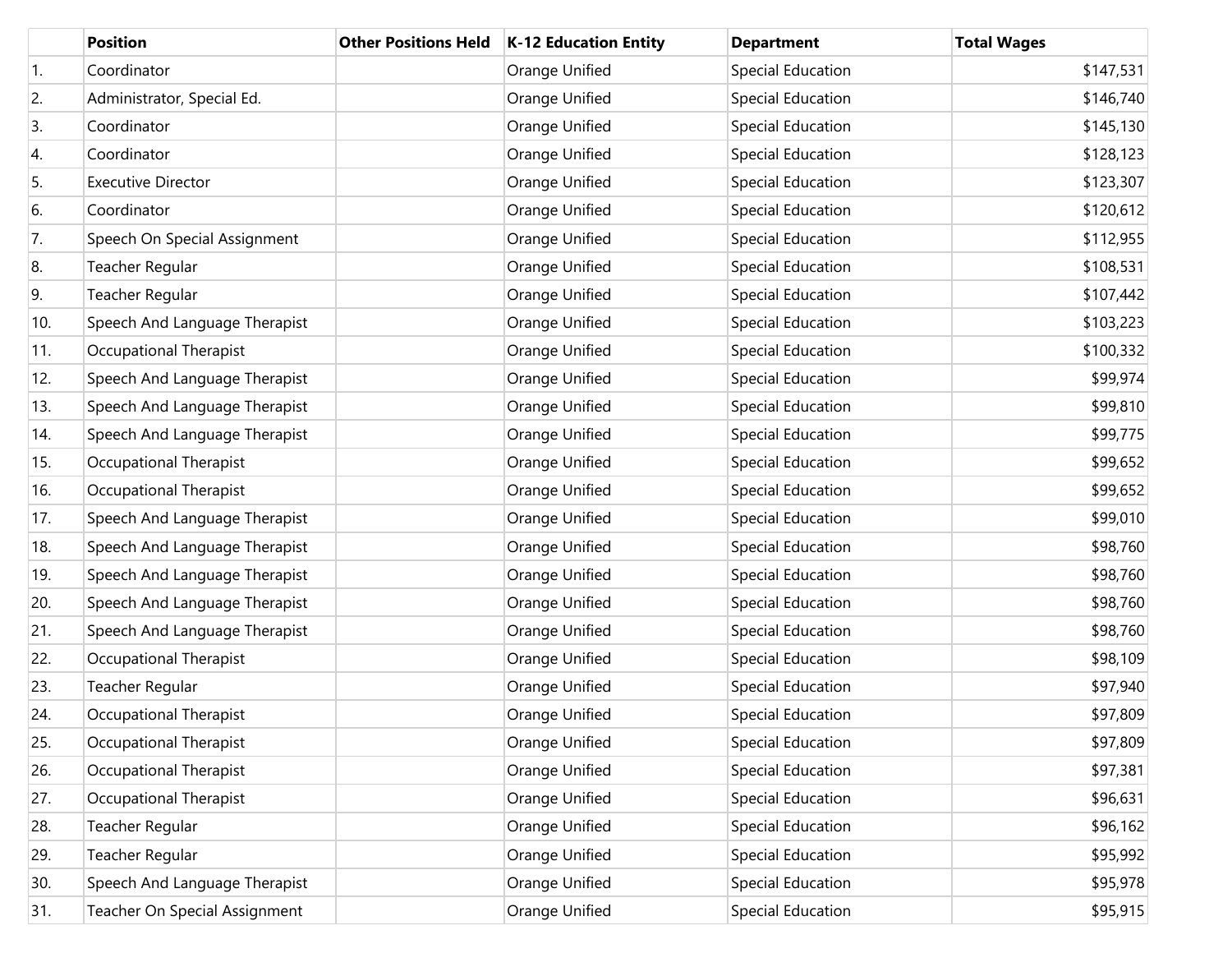| | Position | Other Positions Held | K-12 Education Entity | Department | Total Wages |
|---|---|---|---|---|---|
| 1. | Coordinator | | Orange Unified | Special Education | $147,531 |
| 2. | Administrator, Special Ed. | | Orange Unified | Special Education | $146,740 |
| 3. | Coordinator | | Orange Unified | Special Education | $145,130 |
| 4. | Coordinator | | Orange Unified | Special Education | $128,123 |
| 5. | Executive Director | | Orange Unified | Special Education | $123,307 |
| 6. | Coordinator | | Orange Unified | Special Education | $120,612 |
| 7. | Speech On Special Assignment | | Orange Unified | Special Education | $112,955 |
| 8. | Teacher Regular | | Orange Unified | Special Education | $108,531 |
| 9. | Teacher Regular | | Orange Unified | Special Education | $107,442 |
| 10. | Speech And Language Therapist | | Orange Unified | Special Education | $103,223 |
| 11. | Occupational Therapist | | Orange Unified | Special Education | $100,332 |
| 12. | Speech And Language Therapist | | Orange Unified | Special Education | $99,974 |
| 13. | Speech And Language Therapist | | Orange Unified | Special Education | $99,810 |
| 14. | Speech And Language Therapist | | Orange Unified | Special Education | $99,775 |
| 15. | Occupational Therapist | | Orange Unified | Special Education | $99,652 |
| 16. | Occupational Therapist | | Orange Unified | Special Education | $99,652 |
| 17. | Speech And Language Therapist | | Orange Unified | Special Education | $99,010 |
| 18. | Speech And Language Therapist | | Orange Unified | Special Education | $98,760 |
| 19. | Speech And Language Therapist | | Orange Unified | Special Education | $98,760 |
| 20. | Speech And Language Therapist | | Orange Unified | Special Education | $98,760 |
| 21. | Speech And Language Therapist | | Orange Unified | Special Education | $98,760 |
| 22. | Occupational Therapist | | Orange Unified | Special Education | $98,109 |
| 23. | Teacher Regular | | Orange Unified | Special Education | $97,940 |
| 24. | Occupational Therapist | | Orange Unified | Special Education | $97,809 |
| 25. | Occupational Therapist | | Orange Unified | Special Education | $97,809 |
| 26. | Occupational Therapist | | Orange Unified | Special Education | $97,381 |
| 27. | Occupational Therapist | | Orange Unified | Special Education | $96,631 |
| 28. | Teacher Regular | | Orange Unified | Special Education | $96,162 |
| 29. | Teacher Regular | | Orange Unified | Special Education | $95,992 |
| 30. | Speech And Language Therapist | | Orange Unified | Special Education | $95,978 |
| 31. | Teacher On Special Assignment | | Orange Unified | Special Education | $95,915 |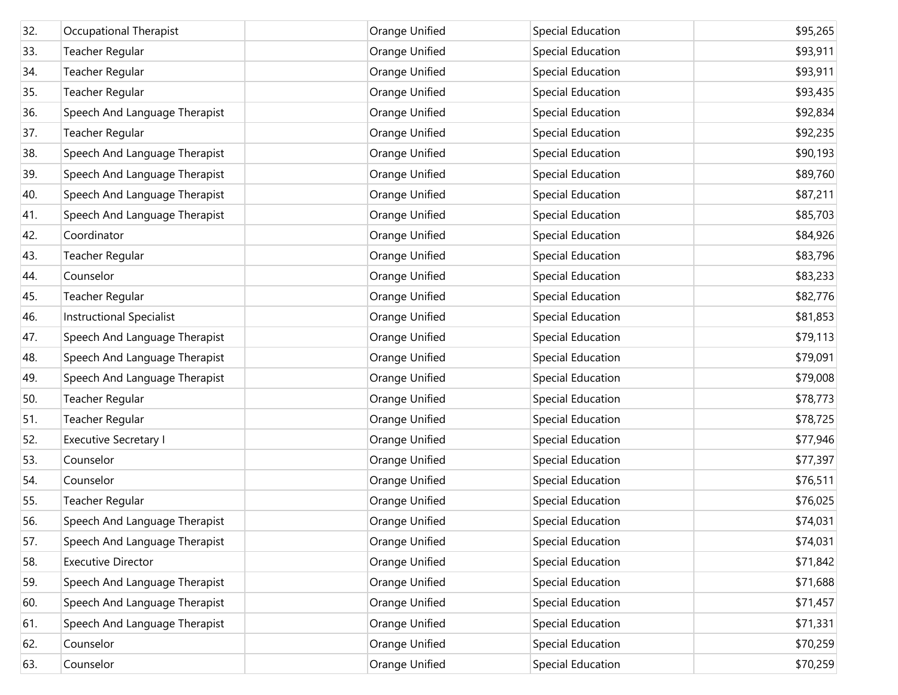| | | | | | |
|---|---|---|---|---|---|
| 32. | Occupational Therapist | | Orange Unified | Special Education | $95,265 |
| 33. | Teacher Regular | | Orange Unified | Special Education | $93,911 |
| 34. | Teacher Regular | | Orange Unified | Special Education | $93,911 |
| 35. | Teacher Regular | | Orange Unified | Special Education | $93,435 |
| 36. | Speech And Language Therapist | | Orange Unified | Special Education | $92,834 |
| 37. | Teacher Regular | | Orange Unified | Special Education | $92,235 |
| 38. | Speech And Language Therapist | | Orange Unified | Special Education | $90,193 |
| 39. | Speech And Language Therapist | | Orange Unified | Special Education | $89,760 |
| 40. | Speech And Language Therapist | | Orange Unified | Special Education | $87,211 |
| 41. | Speech And Language Therapist | | Orange Unified | Special Education | $85,703 |
| 42. | Coordinator | | Orange Unified | Special Education | $84,926 |
| 43. | Teacher Regular | | Orange Unified | Special Education | $83,796 |
| 44. | Counselor | | Orange Unified | Special Education | $83,233 |
| 45. | Teacher Regular | | Orange Unified | Special Education | $82,776 |
| 46. | Instructional Specialist | | Orange Unified | Special Education | $81,853 |
| 47. | Speech And Language Therapist | | Orange Unified | Special Education | $79,113 |
| 48. | Speech And Language Therapist | | Orange Unified | Special Education | $79,091 |
| 49. | Speech And Language Therapist | | Orange Unified | Special Education | $79,008 |
| 50. | Teacher Regular | | Orange Unified | Special Education | $78,773 |
| 51. | Teacher Regular | | Orange Unified | Special Education | $78,725 |
| 52. | Executive Secretary I | | Orange Unified | Special Education | $77,946 |
| 53. | Counselor | | Orange Unified | Special Education | $77,397 |
| 54. | Counselor | | Orange Unified | Special Education | $76,511 |
| 55. | Teacher Regular | | Orange Unified | Special Education | $76,025 |
| 56. | Speech And Language Therapist | | Orange Unified | Special Education | $74,031 |
| 57. | Speech And Language Therapist | | Orange Unified | Special Education | $74,031 |
| 58. | Executive Director | | Orange Unified | Special Education | $71,842 |
| 59. | Speech And Language Therapist | | Orange Unified | Special Education | $71,688 |
| 60. | Speech And Language Therapist | | Orange Unified | Special Education | $71,457 |
| 61. | Speech And Language Therapist | | Orange Unified | Special Education | $71,331 |
| 62. | Counselor | | Orange Unified | Special Education | $70,259 |
| 63. | Counselor | | Orange Unified | Special Education | $70,259 |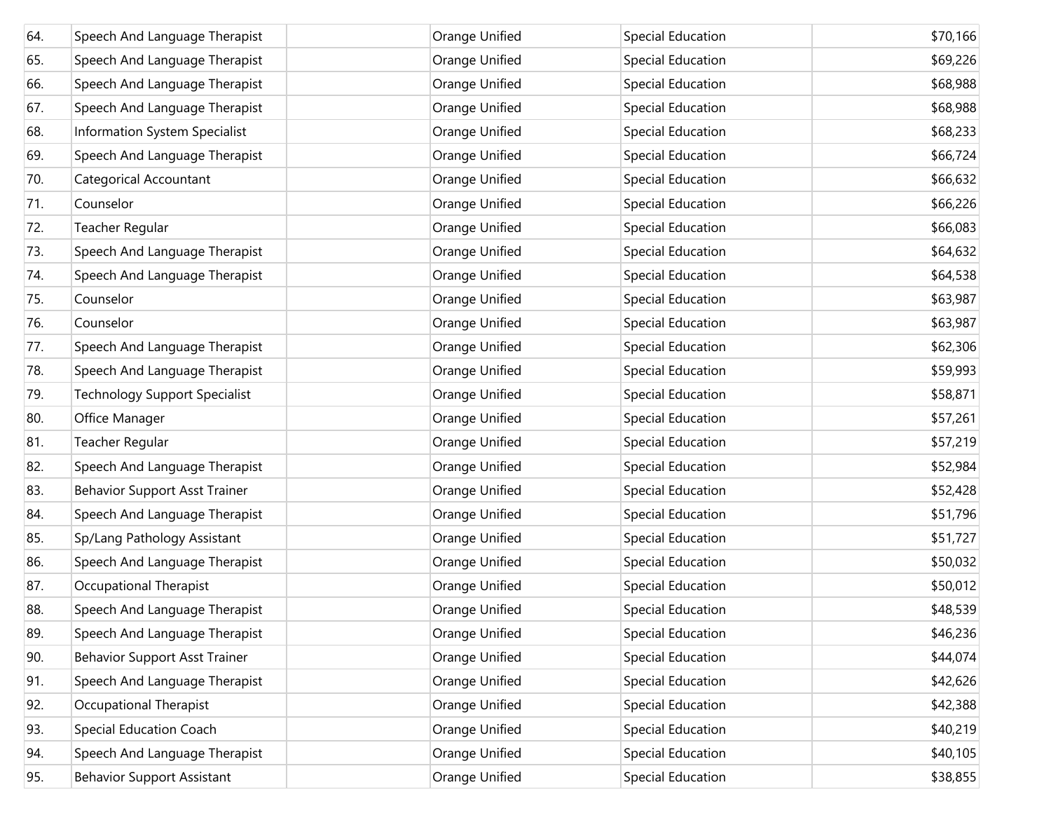| | | | | | |
|---|---|---|---|---|---|
| 64. | Speech And Language Therapist | | Orange Unified | Special Education | $70,166 |
| 65. | Speech And Language Therapist | | Orange Unified | Special Education | $69,226 |
| 66. | Speech And Language Therapist | | Orange Unified | Special Education | $68,988 |
| 67. | Speech And Language Therapist | | Orange Unified | Special Education | $68,988 |
| 68. | Information System Specialist | | Orange Unified | Special Education | $68,233 |
| 69. | Speech And Language Therapist | | Orange Unified | Special Education | $66,724 |
| 70. | Categorical Accountant | | Orange Unified | Special Education | $66,632 |
| 71. | Counselor | | Orange Unified | Special Education | $66,226 |
| 72. | Teacher Regular | | Orange Unified | Special Education | $66,083 |
| 73. | Speech And Language Therapist | | Orange Unified | Special Education | $64,632 |
| 74. | Speech And Language Therapist | | Orange Unified | Special Education | $64,538 |
| 75. | Counselor | | Orange Unified | Special Education | $63,987 |
| 76. | Counselor | | Orange Unified | Special Education | $63,987 |
| 77. | Speech And Language Therapist | | Orange Unified | Special Education | $62,306 |
| 78. | Speech And Language Therapist | | Orange Unified | Special Education | $59,993 |
| 79. | Technology Support Specialist | | Orange Unified | Special Education | $58,871 |
| 80. | Office Manager | | Orange Unified | Special Education | $57,261 |
| 81. | Teacher Regular | | Orange Unified | Special Education | $57,219 |
| 82. | Speech And Language Therapist | | Orange Unified | Special Education | $52,984 |
| 83. | Behavior Support Asst Trainer | | Orange Unified | Special Education | $52,428 |
| 84. | Speech And Language Therapist | | Orange Unified | Special Education | $51,796 |
| 85. | Sp/Lang Pathology Assistant | | Orange Unified | Special Education | $51,727 |
| 86. | Speech And Language Therapist | | Orange Unified | Special Education | $50,032 |
| 87. | Occupational Therapist | | Orange Unified | Special Education | $50,012 |
| 88. | Speech And Language Therapist | | Orange Unified | Special Education | $48,539 |
| 89. | Speech And Language Therapist | | Orange Unified | Special Education | $46,236 |
| 90. | Behavior Support Asst Trainer | | Orange Unified | Special Education | $44,074 |
| 91. | Speech And Language Therapist | | Orange Unified | Special Education | $42,626 |
| 92. | Occupational Therapist | | Orange Unified | Special Education | $42,388 |
| 93. | Special Education Coach | | Orange Unified | Special Education | $40,219 |
| 94. | Speech And Language Therapist | | Orange Unified | Special Education | $40,105 |
| 95. | Behavior Support Assistant | | Orange Unified | Special Education | $38,855 |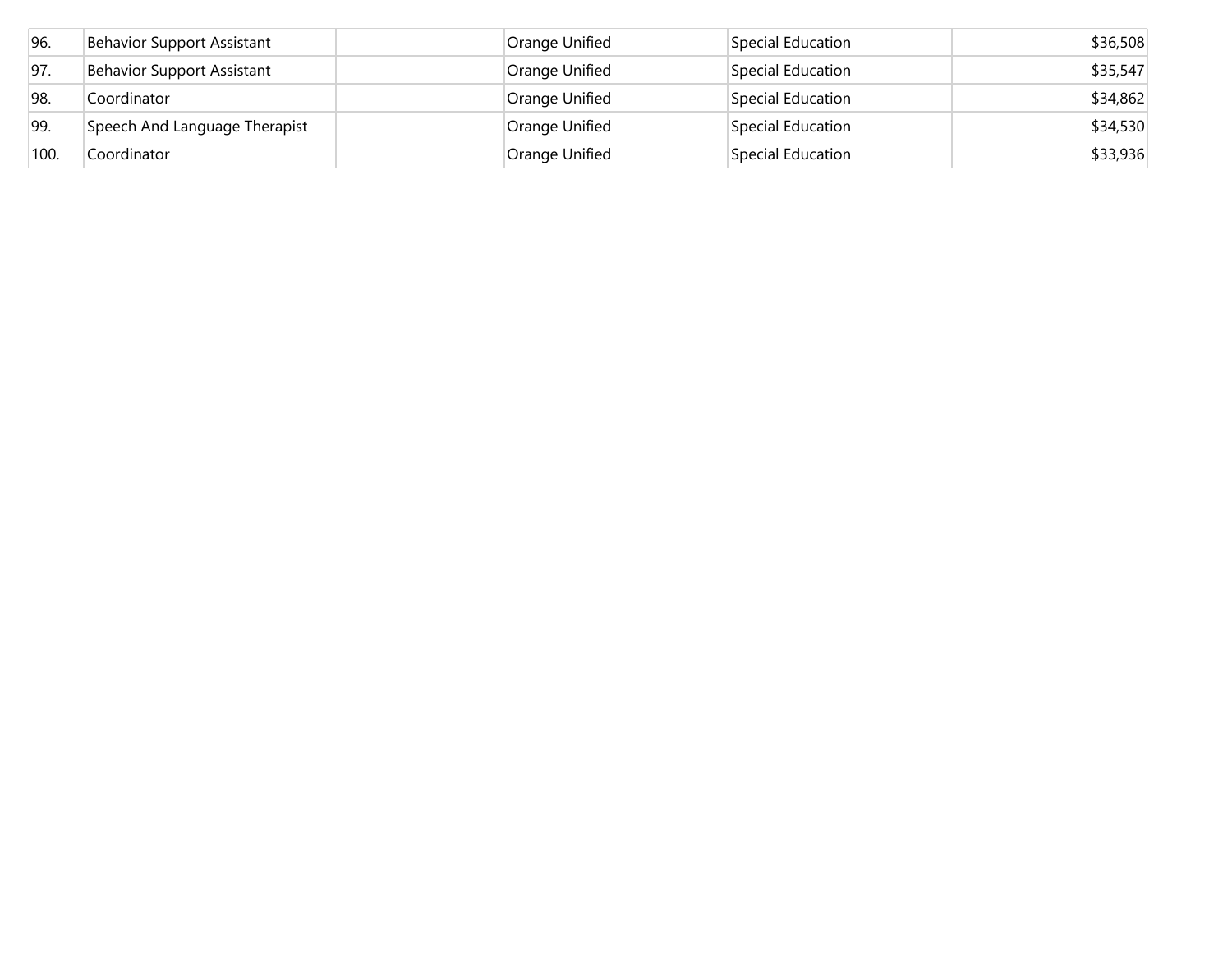| | | | | | |
|---|---|---|---|---|---|
| 96. | Behavior Support Assistant | | Orange Unified | Special Education | $36,508 |
| 97. | Behavior Support Assistant | | Orange Unified | Special Education | $35,547 |
| 98. | Coordinator | | Orange Unified | Special Education | $34,862 |
| 99. | Speech And Language Therapist | | Orange Unified | Special Education | $34,530 |
| 100. | Coordinator | | Orange Unified | Special Education | $33,936 |